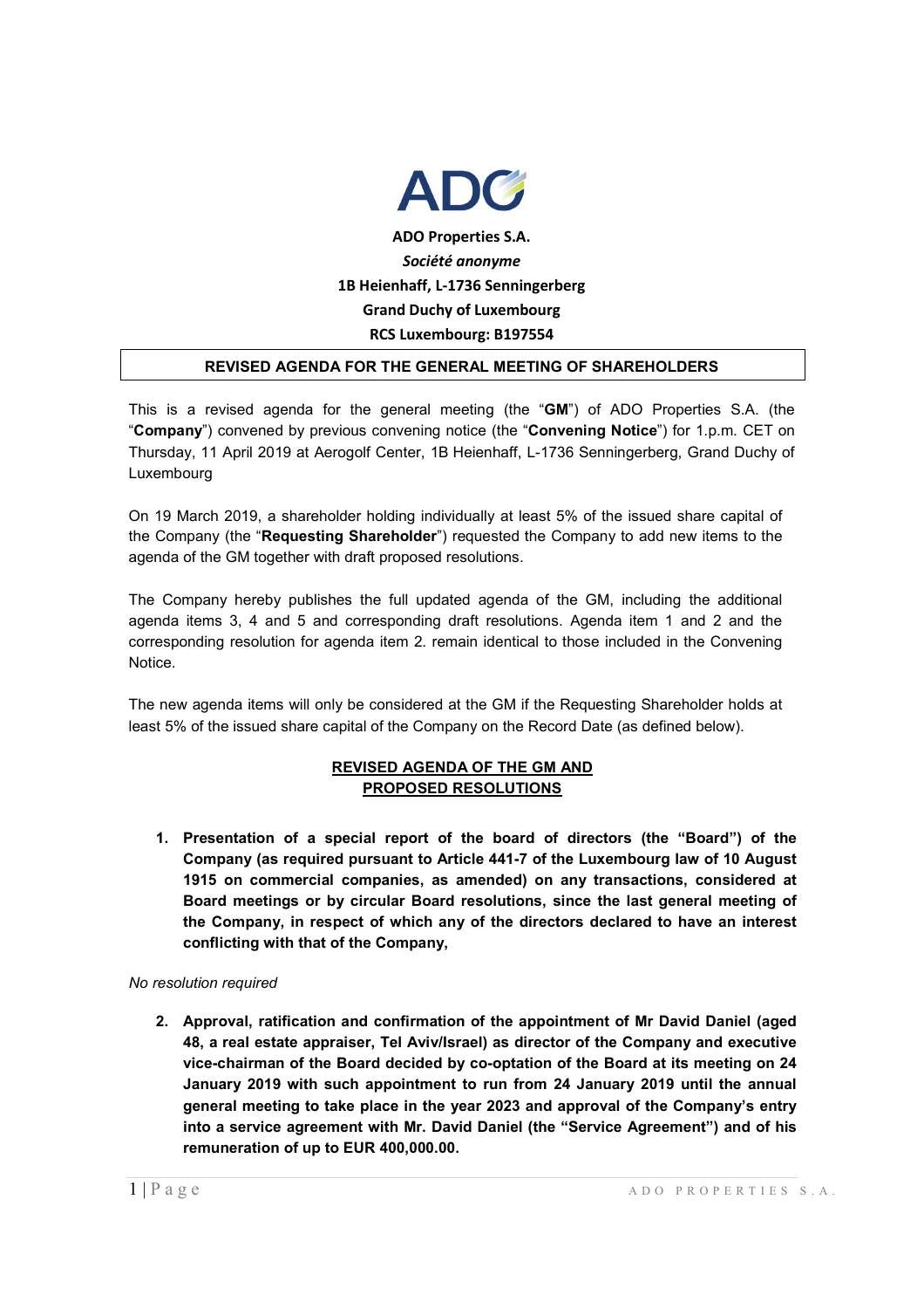**ADO Properties S.A.**
***Société anonyme***
**1B Heienhaff, L-1736 Senningerberg**
**Grand Duchy of Luxembourg**
**RCS Luxembourg: B197554**

# REVISED AGENDA FOR THE GENERAL MEETING OF SHAREHOLDERS

This is a revised agenda for the general meeting (the "**GM**") of ADO Properties S.A. (the "**Company**") convened by previous convening notice (the "**Convening Notice**") for 1.p.m. CET on Thursday, 11 April 2019 at Aerogolf Center, 1B Heienhaff, L-1736 Senningerberg, Grand Duchy of Luxembourg

On 19 March 2019, a shareholder holding individually at least 5% of the issued share capital of the Company (the "**Requesting Shareholder**") requested the Company to add new items to the agenda of the GM together with draft proposed resolutions.

The Company hereby publishes the full updated agenda of the GM, including the additional agenda items 3, 4 and 5 and corresponding draft resolutions. Agenda item 1 and 2 and the corresponding resolution for agenda item 2. remain identical to those included in the Convening Notice.

The new agenda items will only be considered at the GM if the Requesting Shareholder holds at least 5% of the issued share capital of the Company on the Record Date (as defined below).

## REVISED AGENDA OF THE GM AND PROPOSED RESOLUTIONS

1. **Presentation of a special report of the board of directors (the "Board") of the Company (as required pursuant to Article 441-7 of the Luxembourg law of 10 August 1915 on commercial companies, as amended) on any transactions, considered at Board meetings or by circular Board resolutions, since the last general meeting of the Company, in respect of which any of the directors declared to have an interest conflicting with that of the Company,**

*No resolution required*

2. **Approval, ratification and confirmation of the appointment of Mr David Daniel (aged 48, a real estate appraiser, Tel Aviv/Israel) as director of the Company and executive vice-chairman of the Board decided by co-optation of the Board at its meeting on 24 January 2019 with such appointment to run from 24 January 2019 until the annual general meeting to take place in the year 2023 and approval of the Company's entry into a service agreement with Mr. David Daniel (the "Service Agreement") and of his remuneration of up to EUR 400,000.00.**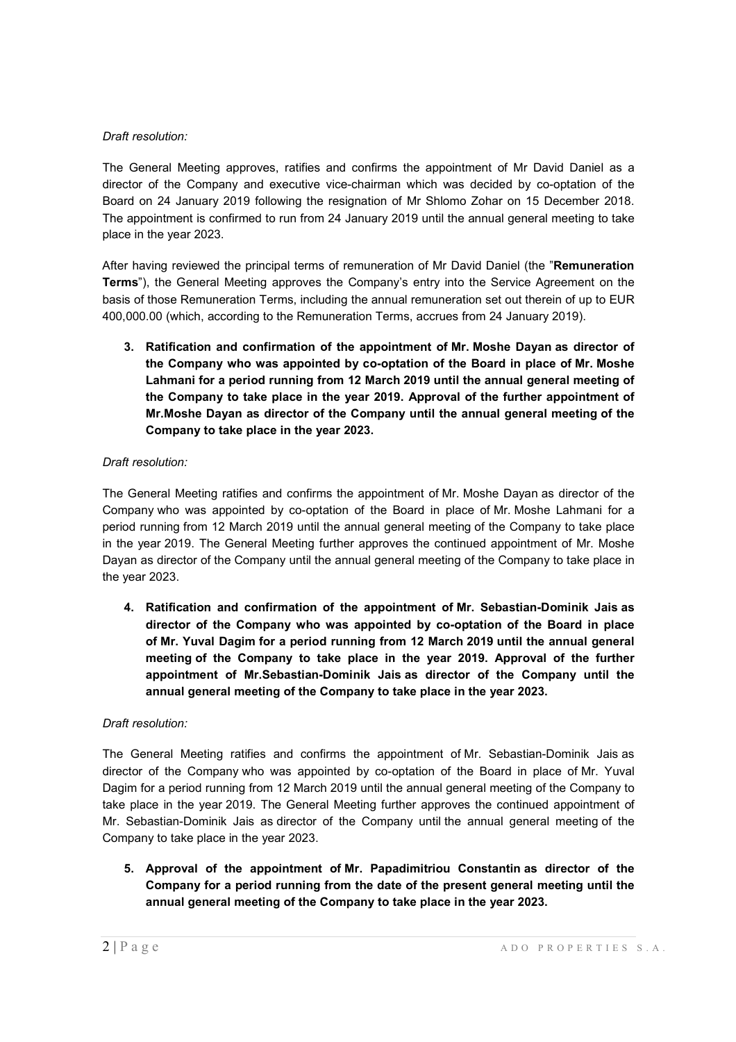*Draft resolution:*

The General Meeting approves, ratifies and confirms the appointment of Mr David Daniel as a director of the Company and executive vice-chairman which was decided by co-optation of the Board on 24 January 2019 following the resignation of Mr Shlomo Zohar on 15 December 2018. The appointment is confirmed to run from 24 January 2019 until the annual general meeting to take place in the year 2023.

After having reviewed the principal terms of remuneration of Mr David Daniel (the "**Remuneration Terms**"), the General Meeting approves the Company's entry into the Service Agreement on the basis of those Remuneration Terms, including the annual remuneration set out therein of up to EUR 400,000.00 (which, according to the Remuneration Terms, accrues from 24 January 2019).

3. **Ratification and confirmation of the appointment of Mr. Moshe Dayan as director of the Company who was appointed by co-optation of the Board in place of Mr. Moshe Lahmani for a period running from 12 March 2019 until the annual general meeting of the Company to take place in the year 2019. Approval of the further appointment of Mr.Moshe Dayan as director of the Company until the annual general meeting of the Company to take place in the year 2023.**

*Draft resolution:*

The General Meeting ratifies and confirms the appointment of Mr. Moshe Dayan as director of the Company who was appointed by co-optation of the Board in place of Mr. Moshe Lahmani for a period running from 12 March 2019 until the annual general meeting of the Company to take place in the year 2019. The General Meeting further approves the continued appointment of Mr. Moshe Dayan as director of the Company until the annual general meeting of the Company to take place in the year 2023.

4. **Ratification and confirmation of the appointment of Mr. Sebastian-Dominik Jais as director of the Company who was appointed by co-optation of the Board in place of Mr. Yuval Dagim for a period running from 12 March 2019 until the annual general meeting of the Company to take place in the year 2019. Approval of the further appointment of Mr.Sebastian-Dominik Jais as director of the Company until the annual general meeting of the Company to take place in the year 2023.**

*Draft resolution:*

The General Meeting ratifies and confirms the appointment of Mr. Sebastian-Dominik Jais as director of the Company who was appointed by co-optation of the Board in place of Mr. Yuval Dagim for a period running from 12 March 2019 until the annual general meeting of the Company to take place in the year 2019. The General Meeting further approves the continued appointment of Mr. Sebastian-Dominik Jais as director of the Company until the annual general meeting of the Company to take place in the year 2023.

5. **Approval of the appointment of Mr. Papadimitriou Constantin as director of the Company for a period running from the date of the present general meeting until the annual general meeting of the Company to take place in the year 2023.**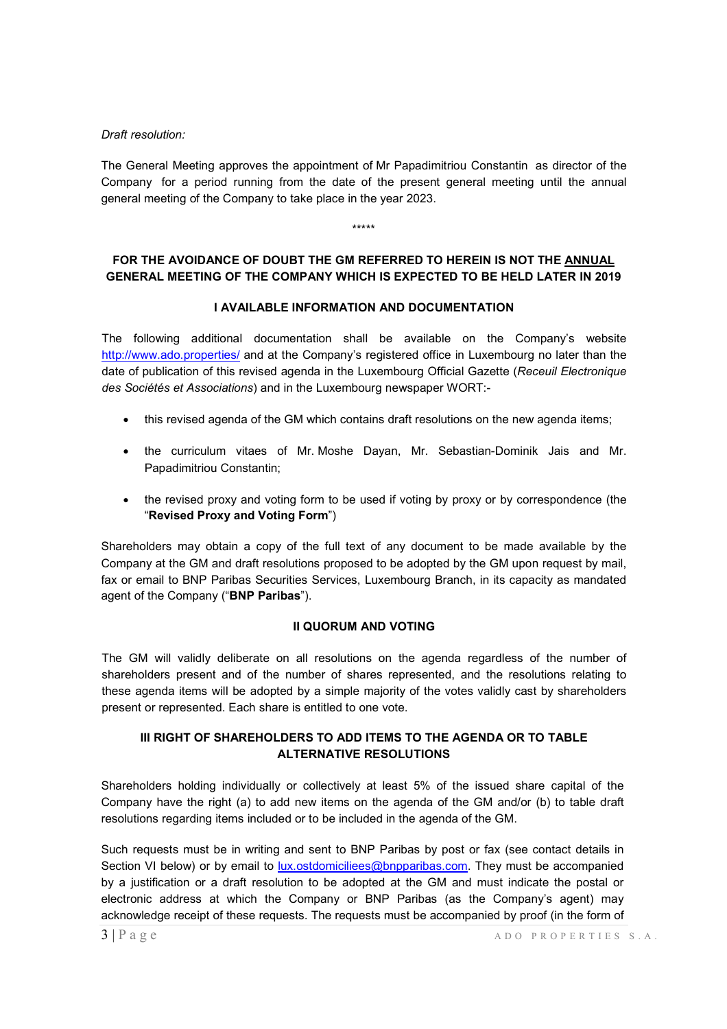*Draft resolution:*

The General Meeting approves the appointment of Mr Papadimitriou Constantin as director of the Company for a period running from the date of the present general meeting until the annual general meeting of the Company to take place in the year 2023.

*****

**FOR THE AVOIDANCE OF DOUBT THE GM REFERRED TO HEREIN IS NOT THE <u>ANNUAL</u> GENERAL MEETING OF THE COMPANY WHICH IS EXPECTED TO BE HELD LATER IN 2019**

## I AVAILABLE INFORMATION AND DOCUMENTATION

The following additional documentation shall be available on the Company's website http://www.ado.properties/ and at the Company's registered office in Luxembourg no later than the date of publication of this revised agenda in the Luxembourg Official Gazette (*Receuil Electronique des Sociétés et Associations*) and in the Luxembourg newspaper WORT:-

- this revised agenda of the GM which contains draft resolutions on the new agenda items;
- the curriculum vitaes of Mr. Moshe Dayan, Mr. Sebastian-Dominik Jais and Mr. Papadimitriou Constantin;
- the revised proxy and voting form to be used if voting by proxy or by correspondence (the "**Revised Proxy and Voting Form**")

Shareholders may obtain a copy of the full text of any document to be made available by the Company at the GM and draft resolutions proposed to be adopted by the GM upon request by mail, fax or email to BNP Paribas Securities Services, Luxembourg Branch, in its capacity as mandated agent of the Company ("**BNP Paribas**").

## II QUORUM AND VOTING

The GM will validly deliberate on all resolutions on the agenda regardless of the number of shareholders present and of the number of shares represented, and the resolutions relating to these agenda items will be adopted by a simple majority of the votes validly cast by shareholders present or represented. Each share is entitled to one vote.

## III RIGHT OF SHAREHOLDERS TO ADD ITEMS TO THE AGENDA OR TO TABLE ALTERNATIVE RESOLUTIONS

Shareholders holding individually or collectively at least 5% of the issued share capital of the Company have the right (a) to add new items on the agenda of the GM and/or (b) to table draft resolutions regarding items included or to be included in the agenda of the GM.

Such requests must be in writing and sent to BNP Paribas by post or fax (see contact details in Section VI below) or by email to lux.ostdomiciliees@bnpparibas.com. They must be accompanied by a justification or a draft resolution to be adopted at the GM and must indicate the postal or electronic address at which the Company or BNP Paribas (as the Company's agent) may acknowledge receipt of these requests. The requests must be accompanied by proof (in the form of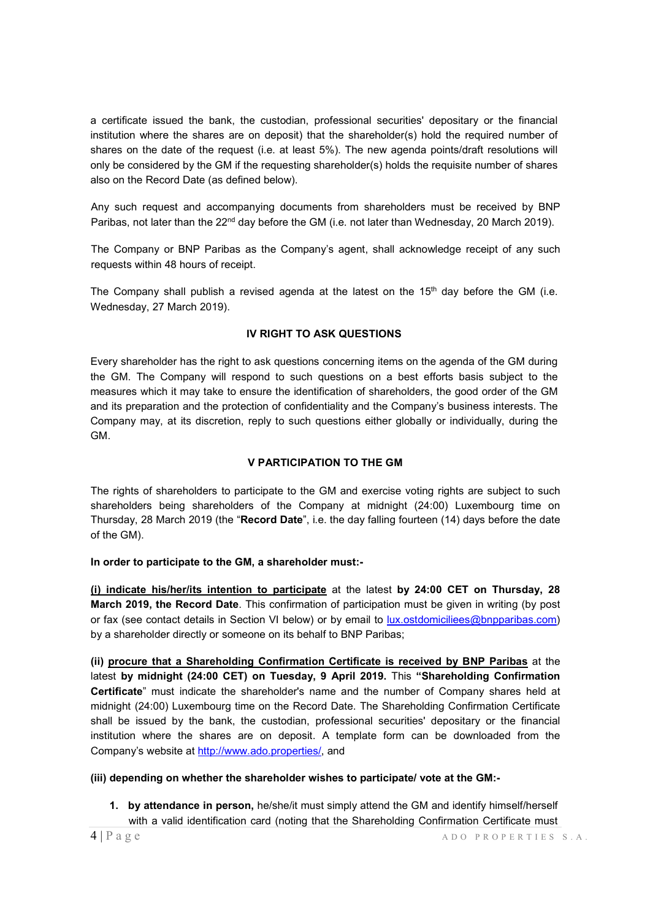a certificate issued the bank, the custodian, professional securities' depositary or the financial institution where the shares are on deposit) that the shareholder(s) hold the required number of shares on the date of the request (i.e. at least 5%). The new agenda points/draft resolutions will only be considered by the GM if the requesting shareholder(s) holds the requisite number of shares also on the Record Date (as defined below).

Any such request and accompanying documents from shareholders must be received by BNP Paribas, not later than the 22nd day before the GM (i.e. not later than Wednesday, 20 March 2019).

The Company or BNP Paribas as the Company's agent, shall acknowledge receipt of any such requests within 48 hours of receipt.

The Company shall publish a revised agenda at the latest on the 15th day before the GM (i.e. Wednesday, 27 March 2019).

## IV RIGHT TO ASK QUESTIONS

Every shareholder has the right to ask questions concerning items on the agenda of the GM during the GM. The Company will respond to such questions on a best efforts basis subject to the measures which it may take to ensure the identification of shareholders, the good order of the GM and its preparation and the protection of confidentiality and the Company's business interests. The Company may, at its discretion, reply to such questions either globally or individually, during the GM.

## V PARTICIPATION TO THE GM

The rights of shareholders to participate to the GM and exercise voting rights are subject to such shareholders being shareholders of the Company at midnight (24:00) Luxembourg time on Thursday, 28 March 2019 (the "**Record Date**", i.e. the day falling fourteen (14) days before the date of the GM).

**In order to participate to the GM, a shareholder must:-**

**(i) indicate his/her/its intention to participate** at the latest **by 24:00 CET on Thursday, 28 March 2019, the Record Date**. This confirmation of participation must be given in writing (by post or fax (see contact details in Section VI below) or by email to lux.ostdomiciliees@bnpparibas.com) by a shareholder directly or someone on its behalf to BNP Paribas;

**(ii) procure that a Shareholding Confirmation Certificate is received by BNP Paribas** at the latest **by midnight (24:00 CET) on Tuesday, 9 April 2019.** This **"Shareholding Confirmation Certificate**" must indicate the shareholder's name and the number of Company shares held at midnight (24:00) Luxembourg time on the Record Date. The Shareholding Confirmation Certificate shall be issued by the bank, the custodian, professional securities' depositary or the financial institution where the shares are on deposit. A template form can be downloaded from the Company's website at http://www.ado.properties/, and

**(iii) depending on whether the shareholder wishes to participate/ vote at the GM:-**

1. **by attendance in person,** he/she/it must simply attend the GM and identify himself/herself with a valid identification card (noting that the Shareholding Confirmation Certificate must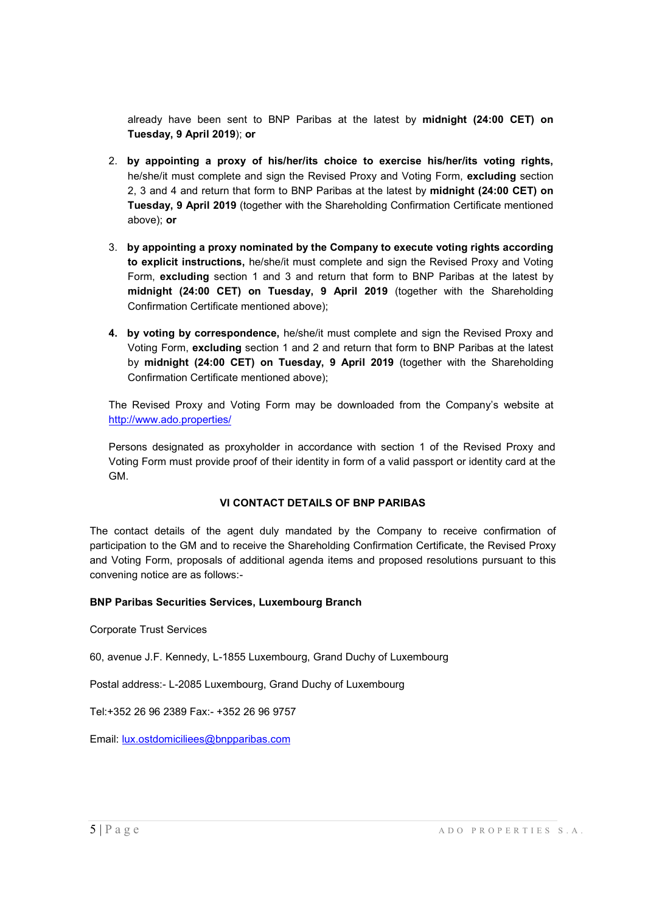already have been sent to BNP Paribas at the latest by **midnight (24:00 CET) on Tuesday, 9 April 2019**); **or**

2. **by appointing a proxy of his/her/its choice to exercise his/her/its voting rights,** he/she/it must complete and sign the Revised Proxy and Voting Form, **excluding** section 2, 3 and 4 and return that form to BNP Paribas at the latest by **midnight (24:00 CET) on Tuesday, 9 April 2019** (together with the Shareholding Confirmation Certificate mentioned above); **or**

3. **by appointing a proxy nominated by the Company to execute voting rights according to explicit instructions,** he/she/it must complete and sign the Revised Proxy and Voting Form, **excluding** section 1 and 3 and return that form to BNP Paribas at the latest by **midnight (24:00 CET) on Tuesday, 9 April 2019** (together with the Shareholding Confirmation Certificate mentioned above);

4. **by voting by correspondence,** he/she/it must complete and sign the Revised Proxy and Voting Form, **excluding** section 1 and 2 and return that form to BNP Paribas at the latest by **midnight (24:00 CET) on Tuesday, 9 April 2019** (together with the Shareholding Confirmation Certificate mentioned above);

The Revised Proxy and Voting Form may be downloaded from the Company's website at [http://www.ado.properties/](http://www.ado.properties/)

Persons designated as proxyholder in accordance with section 1 of the Revised Proxy and Voting Form must provide proof of their identity in form of a valid passport or identity card at the GM.

## VI CONTACT DETAILS OF BNP PARIBAS

The contact details of the agent duly mandated by the Company to receive confirmation of participation to the GM and to receive the Shareholding Confirmation Certificate, the Revised Proxy and Voting Form, proposals of additional agenda items and proposed resolutions pursuant to this convening notice are as follows:-

**BNP Paribas Securities Services, Luxembourg Branch**

Corporate Trust Services

60, avenue J.F. Kennedy, L-1855 Luxembourg, Grand Duchy of Luxembourg

Postal address:- L-2085 Luxembourg, Grand Duchy of Luxembourg

Tel:+352 26 96 2389 Fax:- +352 26 96 9757

Email: [lux.ostdomiciliees@bnpparibas.com](mailto:lux.ostdomiciliees@bnpparibas.com)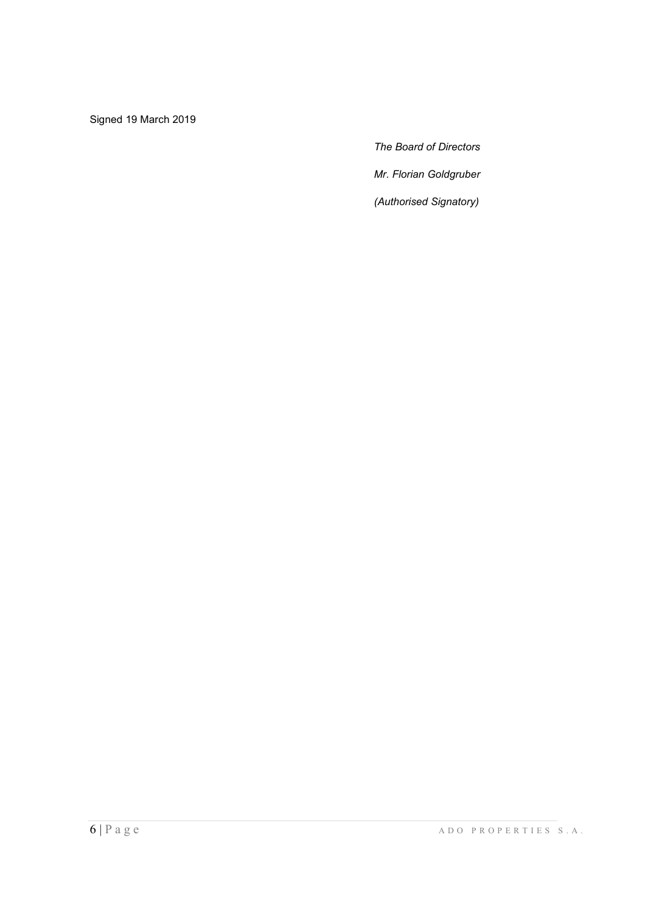Signed 19 March 2019

*The Board of Directors*

*Mr. Florian Goldgruber*

*(Authorised Signatory)*